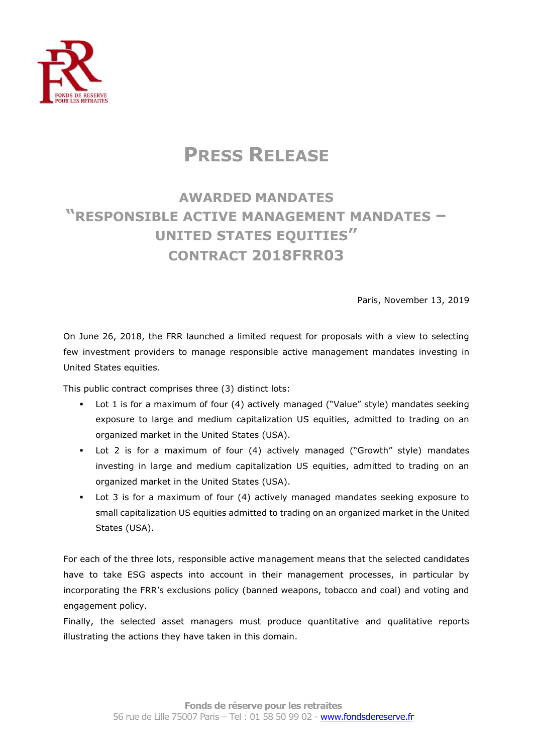# Press Release

## AWARDED MANDATES
## "RESPONSIBLE ACTIVE MANAGEMENT MANDATES – UNITED STATES EQUITIES"
## CONTRACT 2018FRR03

Paris, November 13, 2019

On June 26, 2018, the FRR launched a limited request for proposals with a view to selecting few investment providers to manage responsible active management mandates investing in United States equities.

This public contract comprises three (3) distinct lots:

- Lot 1 is for a maximum of four (4) actively managed ("Value" style) mandates seeking exposure to large and medium capitalization US equities, admitted to trading on an organized market in the United States (USA).
- Lot 2 is for a maximum of four (4) actively managed ("Growth" style) mandates investing in large and medium capitalization US equities, admitted to trading on an organized market in the United States (USA).
- Lot 3 is for a maximum of four (4) actively managed mandates seeking exposure to small capitalization US equities admitted to trading on an organized market in the United States (USA).

For each of the three lots, responsible active management means that the selected candidates have to take ESG aspects into account in their management processes, in particular by incorporating the FRR's exclusions policy (banned weapons, tobacco and coal) and voting and engagement policy.

Finally, the selected asset managers must produce quantitative and qualitative reports illustrating the actions they have taken in this domain.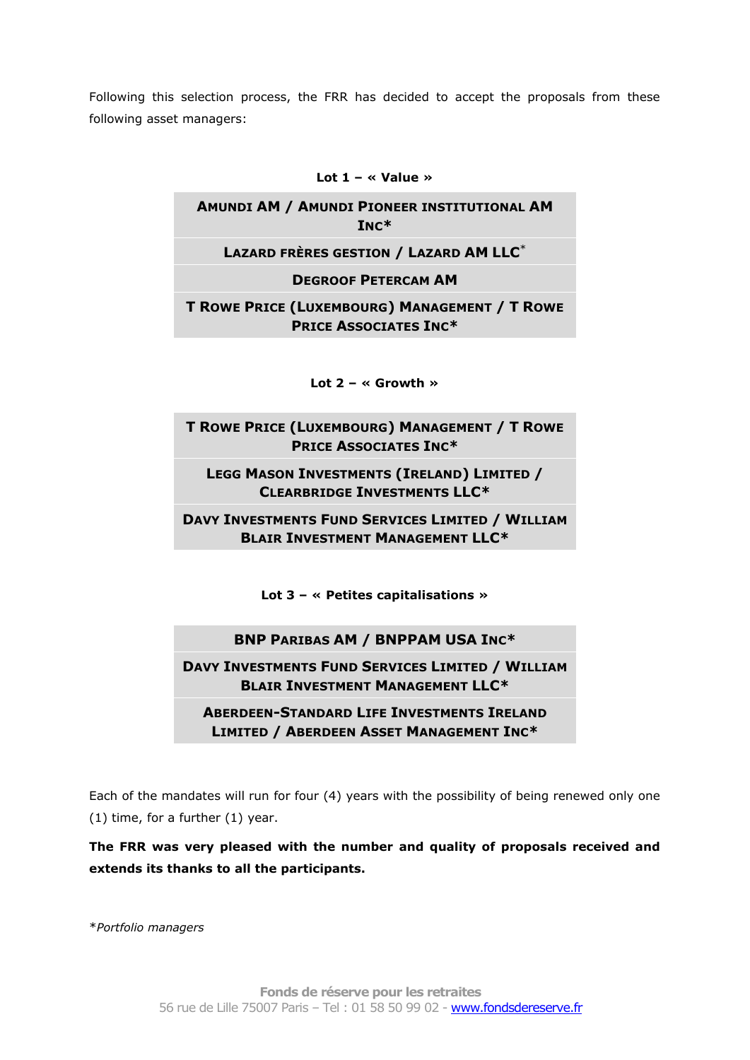Following this selection process, the FRR has decided to accept the proposals from these following asset managers:

**Lot 1 – « Value »**

| **AMUNDI AM / AMUNDI PIONEER INSTITUTIONAL AM INC*** |
|---|
| **LAZARD FRÈRES GESTION / LAZARD AM LLC*** |
| **DEGROOF PETERCAM AM** |
| **T ROWE PRICE (LUXEMBOURG) MANAGEMENT / T ROWE PRICE ASSOCIATES INC*** |

**Lot 2 – « Growth »**

| **T ROWE PRICE (LUXEMBOURG) MANAGEMENT / T ROWE PRICE ASSOCIATES INC*** |
|---|
| **LEGG MASON INVESTMENTS (IRELAND) LIMITED / CLEARBRIDGE INVESTMENTS LLC*** |
| **DAVY INVESTMENTS FUND SERVICES LIMITED / WILLIAM BLAIR INVESTMENT MANAGEMENT LLC*** |

**Lot 3 – « Petites capitalisations »**

| **BNP PARIBAS AM / BNPPAM USA INC*** |
|---|
| **DAVY INVESTMENTS FUND SERVICES LIMITED / WILLIAM BLAIR INVESTMENT MANAGEMENT LLC*** |
| **ABERDEEN-STANDARD LIFE INVESTMENTS IRELAND LIMITED / ABERDEEN ASSET MANAGEMENT INC*** |

Each of the mandates will run for four (4) years with the possibility of being renewed only one (1) time, for a further (1) year.

**The FRR was very pleased with the number and quality of proposals received and extends its thanks to all the participants.**

**Portfolio managers*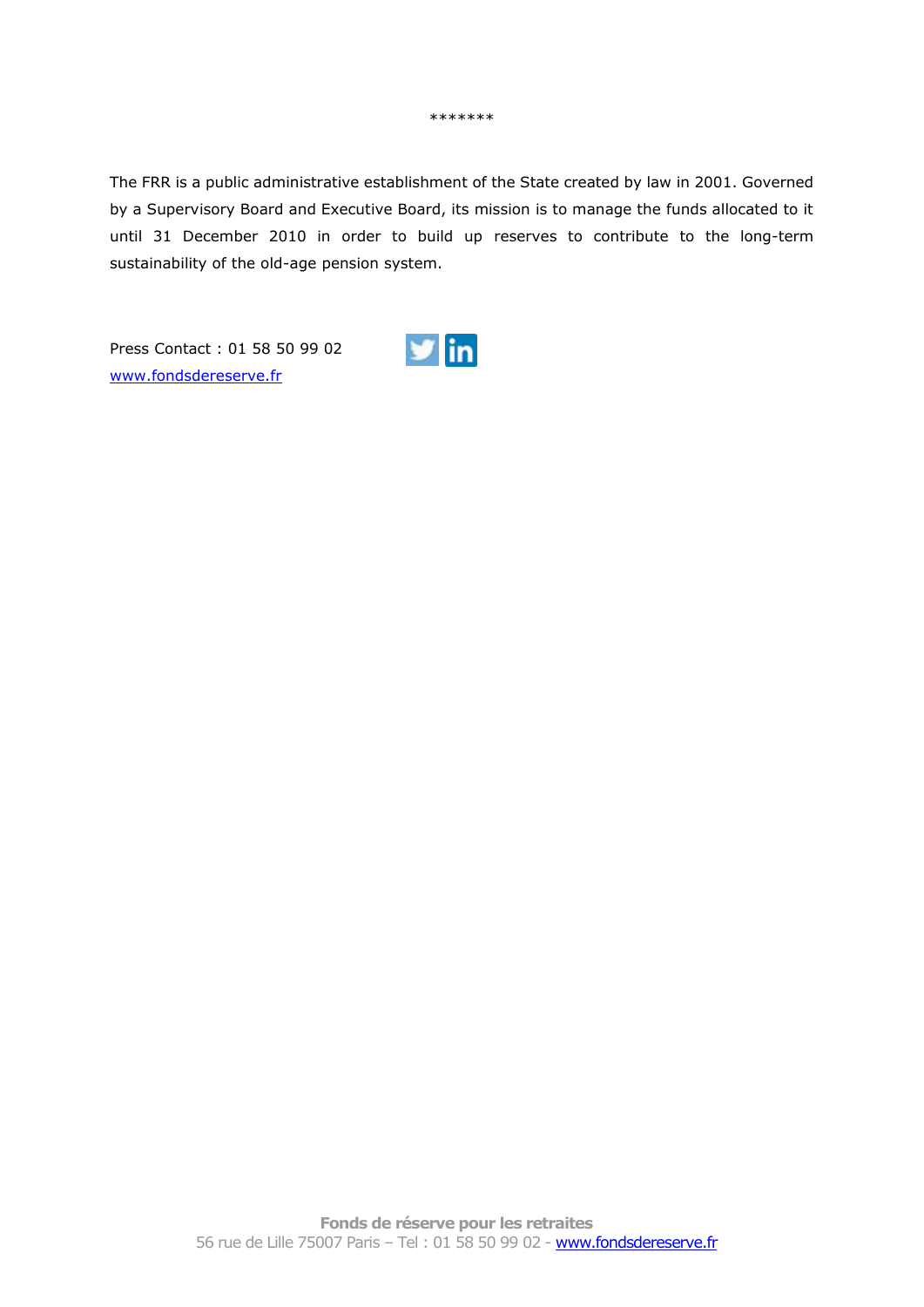*******

The FRR is a public administrative establishment of the State created by law in 2001. Governed by a Supervisory Board and Executive Board, its mission is to manage the funds allocated to it until 31 December 2010 in order to build up reserves to contribute to the long-term sustainability of the old-age pension system.

Press Contact : 01 58 50 99 02
[www.fondsdereserve.fr](http://www.fondsdereserve.fr)